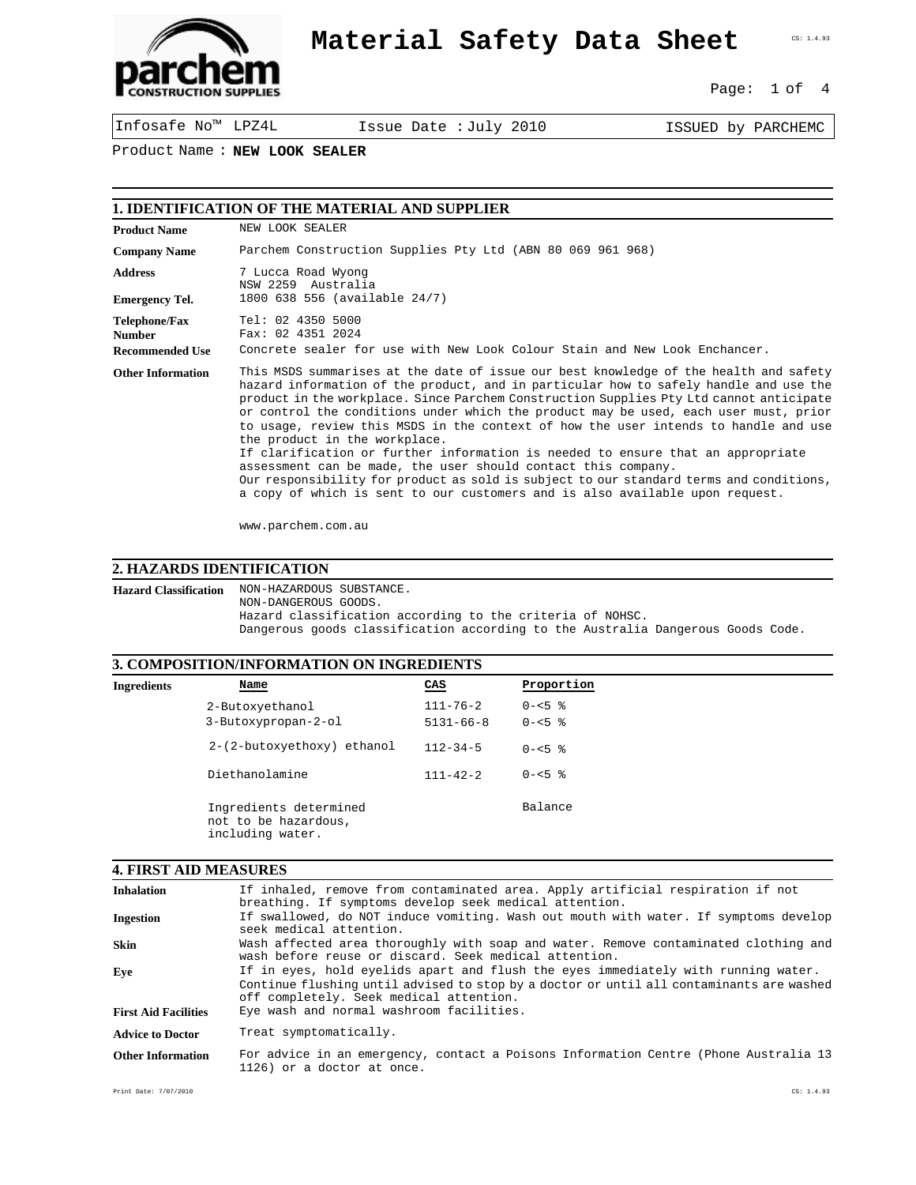# Material Safety Data Sheet

| Infosafe No™ LPZ4L | Issue Date : July 2010 | ISSUED by PARCHEMC |
|---|---|---|

Product Name : **NEW LOOK SEALER**

## 1. IDENTIFICATION OF THE MATERIAL AND SUPPLIER

**Product Name** NEW LOOK SEALER

**Company Name** Parchem Construction Supplies Pty Ltd (ABN 80 069 961 968)

**Address** 7 Lucca Road Wyong
NSW 2259 Australia

**Emergency Tel.** 1800 638 556 (available 24/7)

**Telephone/Fax Number** Tel: 02 4350 5000
Fax: 02 4351 2024

**Recommended Use** Concrete sealer for use with New Look Colour Stain and New Look Enchancer.

**Other Information** This MSDS summarises at the date of issue our best knowledge of the health and safety hazard information of the product, and in particular how to safely handle and use the product in the workplace. Since Parchem Construction Supplies Pty Ltd cannot anticipate or control the conditions under which the product may be used, each user must, prior to usage, review this MSDS in the context of how the user intends to handle and use the product in the workplace.
If clarification or further information is needed to ensure that an appropriate assessment can be made, the user should contact this company.
Our responsibility for product as sold is subject to our standard terms and conditions, a copy of which is sent to our customers and is also available upon request.

www.parchem.com.au

## 2. HAZARDS IDENTIFICATION

**Hazard Classification** NON-HAZARDOUS SUBSTANCE.
NON-DANGEROUS GOODS.
Hazard classification according to the criteria of NOHSC.
Dangerous goods classification according to the Australia Dangerous Goods Code.

## 3. COMPOSITION/INFORMATION ON INGREDIENTS

**Ingredients**

| Name | CAS | Proportion |
|---|---|---|
| 2-Butoxyethanol | 111-76-2 | 0-<5 % |
| 3-Butoxypropan-2-ol | 5131-66-8 | 0-<5 % |
| 2-(2-butoxyethoxy) ethanol | 112-34-5 | 0-<5 % |
| Diethanolamine | 111-42-2 | 0-<5 % |
| Ingredients determined not to be hazardous, including water. | | Balance |

## 4. FIRST AID MEASURES

**Inhalation** If inhaled, remove from contaminated area. Apply artificial respiration if not breathing. If symptoms develop seek medical attention.

**Ingestion** If swallowed, do NOT induce vomiting. Wash out mouth with water. If symptoms develop seek medical attention.

**Skin** Wash affected area thoroughly with soap and water. Remove contaminated clothing and wash before reuse or discard. Seek medical attention.

**Eye** If in eyes, hold eyelids apart and flush the eyes immediately with running water. Continue flushing until advised to stop by a doctor or until all contaminants are washed off completely. Seek medical attention.

**First Aid Facilities** Eye wash and normal washroom facilities.

**Advice to Doctor** Treat symptomatically.

**Other Information** For advice in an emergency, contact a Poisons Information Centre (Phone Australia 13 1126) or a doctor at once.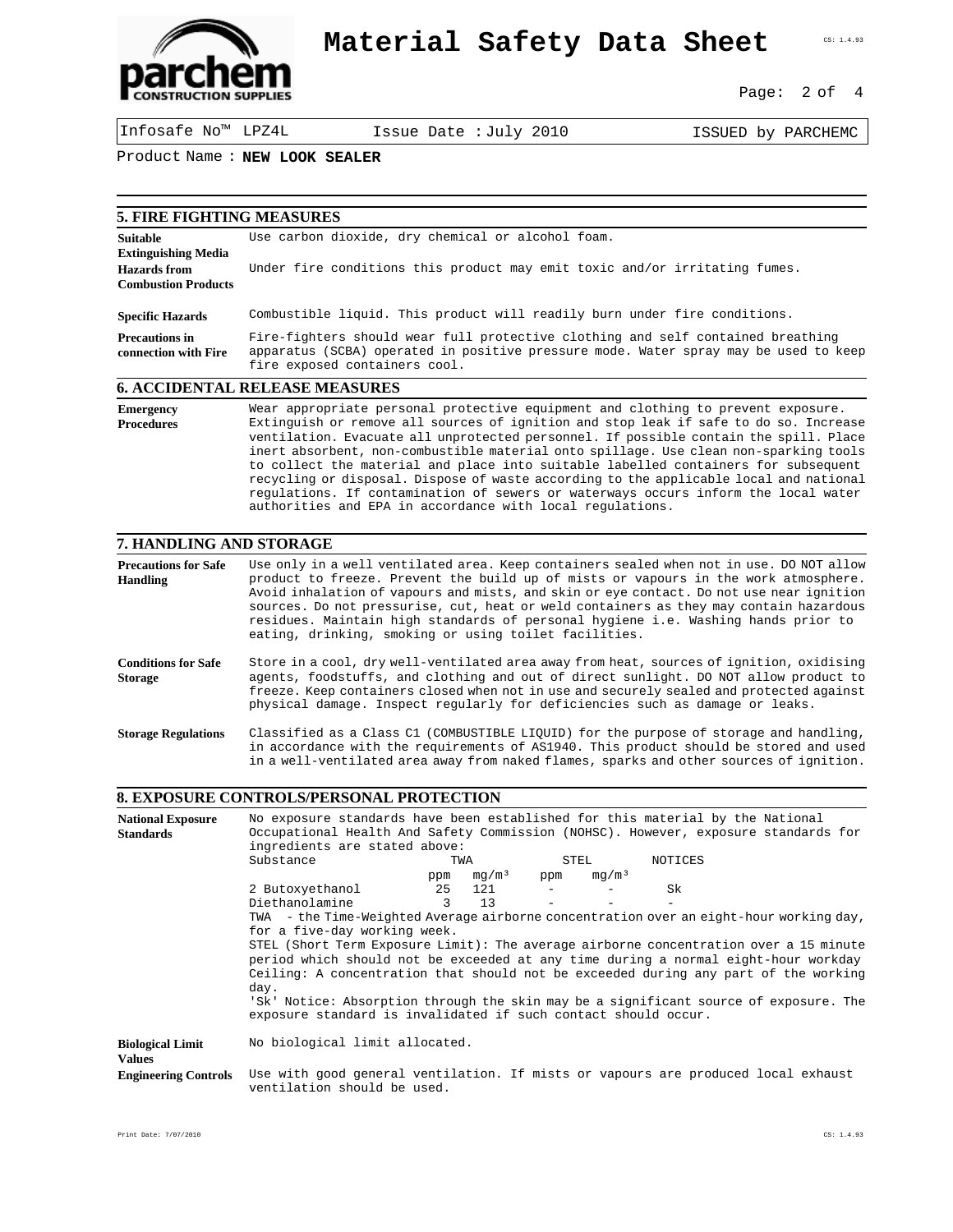Product Name : **NEW LOOK SEALER**

## 5. FIRE FIGHTING MEASURES

**Suitable Extinguishing Media** Use carbon dioxide, dry chemical or alcohol foam.

**Hazards from Combustion Products** Under fire conditions this product may emit toxic and/or irritating fumes.

**Specific Hazards** Combustible liquid. This product will readily burn under fire conditions.

**Precautions in connection with Fire** Fire-fighters should wear full protective clothing and self contained breathing apparatus (SCBA) operated in positive pressure mode. Water spray may be used to keep fire exposed containers cool.

## 6. ACCIDENTAL RELEASE MEASURES

**Emergency Procedures** Wear appropriate personal protective equipment and clothing to prevent exposure. Extinguish or remove all sources of ignition and stop leak if safe to do so. Increase ventilation. Evacuate all unprotected personnel. If possible contain the spill. Place inert absorbent, non-combustible material onto spillage. Use clean non-sparking tools to collect the material and place into suitable labelled containers for subsequent recycling or disposal. Dispose of waste according to the applicable local and national regulations. If contamination of sewers or waterways occurs inform the local water authorities and EPA in accordance with local regulations.

## 7. HANDLING AND STORAGE

**Precautions for Safe Handling** Use only in a well ventilated area. Keep containers sealed when not in use. DO NOT allow product to freeze. Prevent the build up of mists or vapours in the work atmosphere. Avoid inhalation of vapours and mists, and skin or eye contact. Do not use near ignition sources. Do not pressurise, cut, heat or weld containers as they may contain hazardous residues. Maintain high standards of personal hygiene i.e. Washing hands prior to eating, drinking, smoking or using toilet facilities.

**Conditions for Safe Storage** Store in a cool, dry well-ventilated area away from heat, sources of ignition, oxidising agents, foodstuffs, and clothing and out of direct sunlight. DO NOT allow product to freeze. Keep containers closed when not in use and securely sealed and protected against physical damage. Inspect regularly for deficiencies such as damage or leaks.

**Storage Regulations** Classified as a Class C1 (COMBUSTIBLE LIQUID) for the purpose of storage and handling, in accordance with the requirements of AS1940. This product should be stored and used in a well-ventilated area away from naked flames, sparks and other sources of ignition.

## 8. EXPOSURE CONTROLS/PERSONAL PROTECTION

**National Exposure Standards** No exposure standards have been established for this material by the National Occupational Health And Safety Commission (NOHSC). However, exposure standards for ingredients are stated above:

| Substance | TWA | | STEL | | NOTICES |
|---|---|---|---|---|---|
| | ppm | $mg/m^3$ | ppm | $mg/m^3$ | |
| 2 Butoxyethanol | 25 | 121 | - | - | Sk |
| Diethanolamine | 3 | 13 | - | - | - |

TWA - the Time-Weighted Average airborne concentration over an eight-hour working day, for a five-day working week.

STEL (Short Term Exposure Limit): The average airborne concentration over a 15 minute period which should not be exceeded at any time during a normal eight-hour workday

Ceiling: A concentration that should not be exceeded during any part of the working day.

'Sk' Notice: Absorption through the skin may be a significant source of exposure. The exposure standard is invalidated if such contact should occur.

**Biological Limit Values** No biological limit allocated.

**Engineering Controls** Use with good general ventilation. If mists or vapours are produced local exhaust ventilation should be used.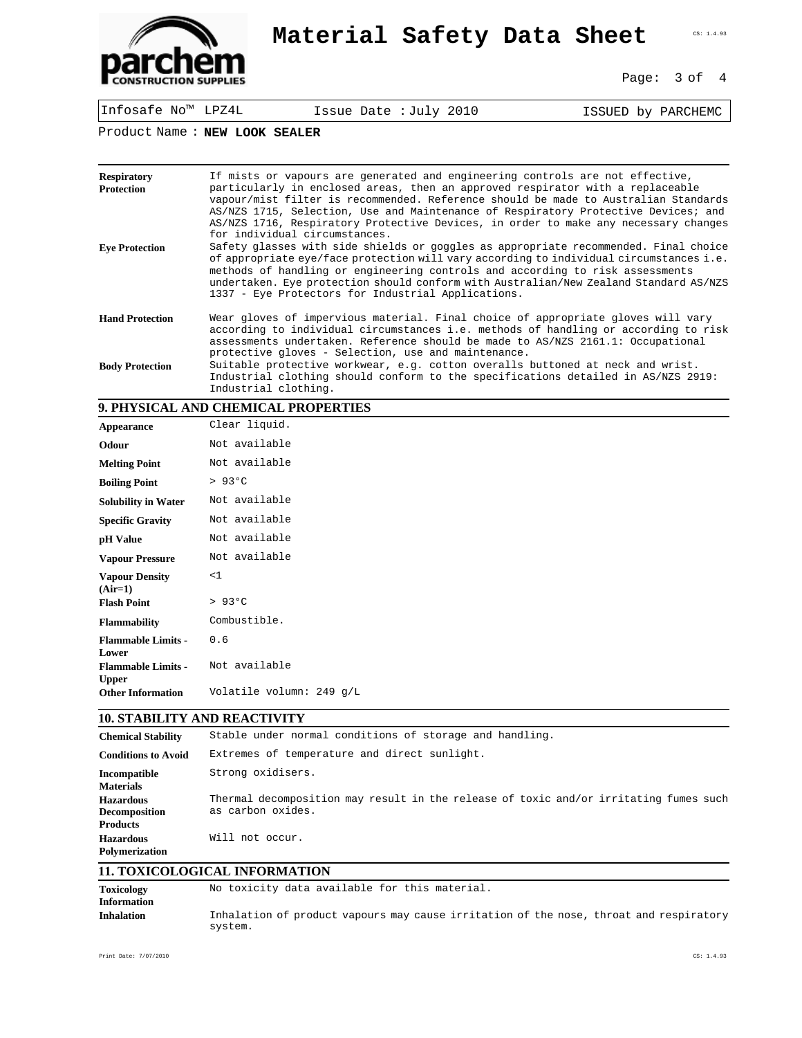| | |
|---|---|
| **Respiratory Protection** | If mists or vapours are generated and engineering controls are not effective, particularly in enclosed areas, then an approved respirator with a replaceable vapour/mist filter is recommended. Reference should be made to Australian Standards AS/NZS 1715, Selection, Use and Maintenance of Respiratory Protective Devices; and AS/NZS 1716, Respiratory Protective Devices, in order to make any necessary changes for individual circumstances. |
| **Eye Protection** | Safety glasses with side shields or goggles as appropriate recommended. Final choice of appropriate eye/face protection will vary according to individual circumstances i.e. methods of handling or engineering controls and according to risk assessments undertaken. Eye protection should conform with Australian/New Zealand Standard AS/NZS 1337 - Eye Protectors for Industrial Applications. |
| **Hand Protection** | Wear gloves of impervious material. Final choice of appropriate gloves will vary according to individual circumstances i.e. methods of handling or according to risk assessments undertaken. Reference should be made to AS/NZS 2161.1: Occupational protective gloves - Selection, use and maintenance. |
| **Body Protection** | Suitable protective workwear, e.g. cotton overalls buttoned at neck and wrist. Industrial clothing should conform to the specifications detailed in AS/NZS 2919: Industrial clothing. |

## 9. PHYSICAL AND CHEMICAL PROPERTIES

| | |
|---|---|
| **Appearance** | Clear liquid. |
| **Odour** | Not available |
| **Melting Point** | Not available |
| **Boiling Point** | > 93°C |
| **Solubility in Water** | Not available |
| **Specific Gravity** | Not available |
| **pH Value** | Not available |
| **Vapour Pressure** | Not available |
| **Vapour Density (Air=1)** | <1 |
| **Flash Point** | > 93°C |
| **Flammability** | Combustible. |
| **Flammable Limits - Lower** | 0.6 |
| **Flammable Limits - Upper** | Not available |
| **Other Information** | Volatile volumn: 249 g/L |

## 10. STABILITY AND REACTIVITY

| | |
|---|---|
| **Chemical Stability** | Stable under normal conditions of storage and handling. |
| **Conditions to Avoid** | Extremes of temperature and direct sunlight. |
| **Incompatible Materials** | Strong oxidisers. |
| **Hazardous Decomposition Products** | Thermal decomposition may result in the release of toxic and/or irritating fumes such as carbon oxides. |
| **Hazardous Polymerization** | Will not occur. |

## 11. TOXICOLOGICAL INFORMATION

| | |
|---|---|
| **Toxicology Information** | No toxicity data available for this material. |
| **Inhalation** | Inhalation of product vapours may cause irritation of the nose, throat and respiratory system. |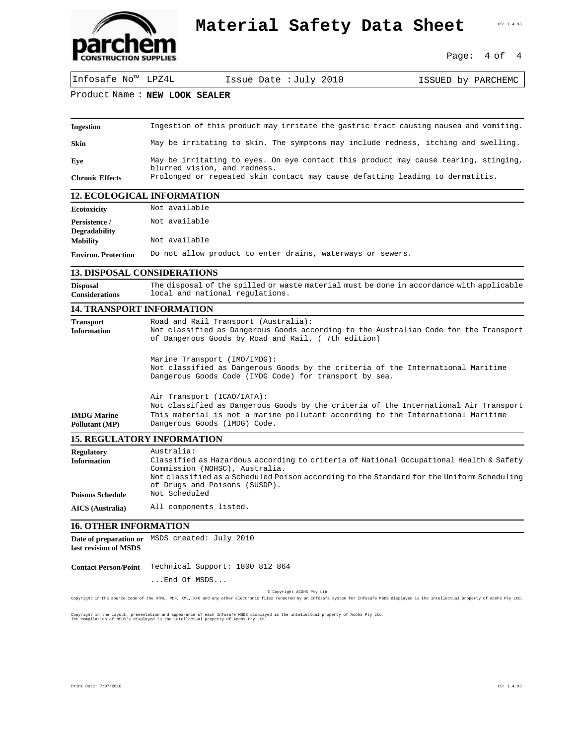| | |
|---|---|
| **Ingestion** | Ingestion of this product may irritate the gastric tract causing nausea and vomiting. |
| **Skin** | May be irritating to skin. The symptoms may include redness, itching and swelling. |
| **Eye** | May be irritating to eyes. On eye contact this product may cause tearing, stinging, blurred vision, and redness. |
| **Chronic Effects** | Prolonged or repeated skin contact may cause defatting leading to dermatitis. |

## 12. ECOLOGICAL INFORMATION

| | |
|---|---|
| **Ecotoxicity** | Not available |
| **Persistence / Degradability** | Not available |
| **Mobility** | Not available |
| **Environ. Protection** | Do not allow product to enter drains, waterways or sewers. |

## 13. DISPOSAL CONSIDERATIONS

| | |
|---|---|
| **Disposal Considerations** | The disposal of the spilled or waste material must be done in accordance with applicable local and national regulations. |

## 14. TRANSPORT INFORMATION

**Transport Information**

Road and Rail Transport (Australia):
Not classified as Dangerous Goods according to the Australian Code for the Transport of Dangerous Goods by Road and Rail. ( 7th edition)

Marine Transport (IMO/IMDG):
Not classified as Dangerous Goods by the criteria of the International Maritime Dangerous Goods Code (IMDG Code) for transport by sea.

Air Transport (ICAO/IATA):
Not classified as Dangerous Goods by the criteria of the International Air Transport

**IMDG Marine Pollutant (MP)**

This material is not a marine pollutant according to the International Maritime Dangerous Goods (IMDG) Code.

## 15. REGULATORY INFORMATION

**Regulatory Information**

Australia:
Classified as Hazardous according to criteria of National Occupational Health & Safety Commission (NOHSC), Australia.
Not classified as a Scheduled Poison according to the Standard for the Uniform Scheduling of Drugs and Poisons (SUSDP).

| | |
|---|---|
| **Poisons Schedule** | Not Scheduled |
| **AICS (Australia)** | All components listed. |

## 16. OTHER INFORMATION

| | |
|---|---|
| **Date of preparation or last revision of MSDS** | MSDS created: July 2010 |
| **Contact Person/Point** | Technical Support: 1800 812 864 |

...End Of MSDS...

© Copyright ACOHS Pty Ltd

Copyright in the source code of the HTML, PDF, XML, XFO and any other electronic files rendered by an Infosafe system for Infosafe MSDS displayed is the intellectual property of Acohs Pty Ltd.

Copyright in the layout, presentation and appearance of each Infosafe MSDS displayed is the intellectual property of Acohs Pty Ltd.
The compilation of MSDS's displayed is the intellectual property of Acohs Pty Ltd.